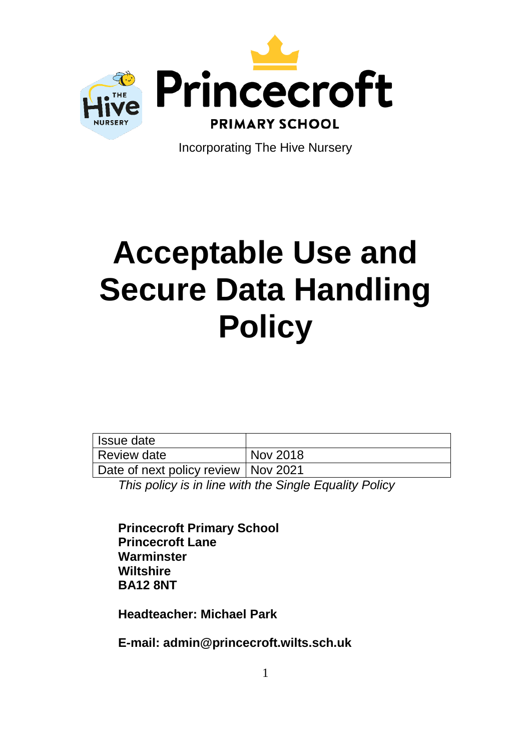Princecroft

PRIMARY SCHOOL

Incorporating The Hive Nursery

# Acceptable Use and Secure Data Handling Policy

| Issue date | |
| --- | --- |
| Review date | Nov 2018 |
| Date of next policy review | Nov 2021 |

*This policy is in line with the Single Equality Policy*

**Princecroft Primary School**
**Princecroft Lane**
**Warminster**
**Wiltshire**
**BA12 8NT**

**Headteacher: Michael Park**

**E-mail: admin@princecroft.wilts.sch.uk**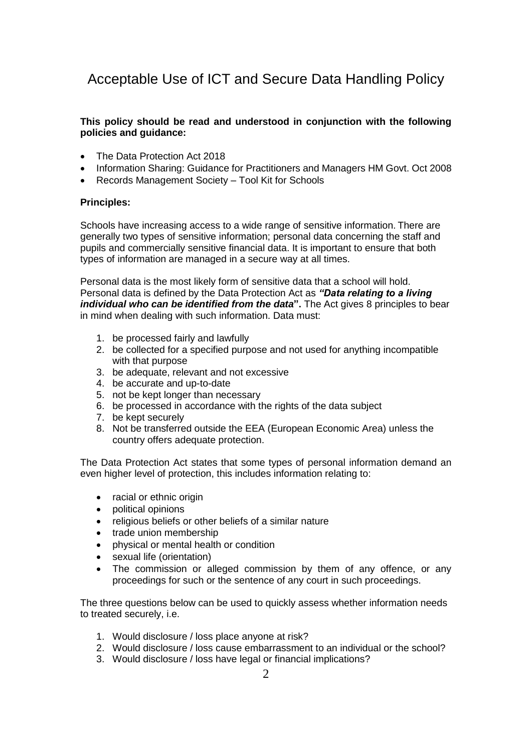# Acceptable Use of ICT and Secure Data Handling Policy

**This policy should be read and understood in conjunction with the following policies and guidance:**

- The Data Protection Act 2018
- Information Sharing: Guidance for Practitioners and Managers HM Govt. Oct 2008
- Records Management Society – Tool Kit for Schools

**Principles:**

Schools have increasing access to a wide range of sensitive information. There are generally two types of sensitive information; personal data concerning the staff and pupils and commercially sensitive financial data. It is important to ensure that both types of information are managed in a secure way at all times.

Personal data is the most likely form of sensitive data that a school will hold. Personal data is defined by the Data Protection Act as ***"Data relating to a living individual who can be identified from the data*"**. The Act gives 8 principles to bear in mind when dealing with such information. Data must:

1. be processed fairly and lawfully
2. be collected for a specified purpose and not used for anything incompatible with that purpose
3. be adequate, relevant and not excessive
4. be accurate and up-to-date
5. not be kept longer than necessary
6. be processed in accordance with the rights of the data subject
7. be kept securely
8. Not be transferred outside the EEA (European Economic Area) unless the country offers adequate protection.

The Data Protection Act states that some types of personal information demand an even higher level of protection, this includes information relating to:

- racial or ethnic origin
- political opinions
- religious beliefs or other beliefs of a similar nature
- trade union membership
- physical or mental health or condition
- sexual life (orientation)
- The commission or alleged commission by them of any offence, or any proceedings for such or the sentence of any court in such proceedings.

The three questions below can be used to quickly assess whether information needs to treated securely, i.e.

1. Would disclosure / loss place anyone at risk?
2. Would disclosure / loss cause embarrassment to an individual or the school?
3. Would disclosure / loss have legal or financial implications?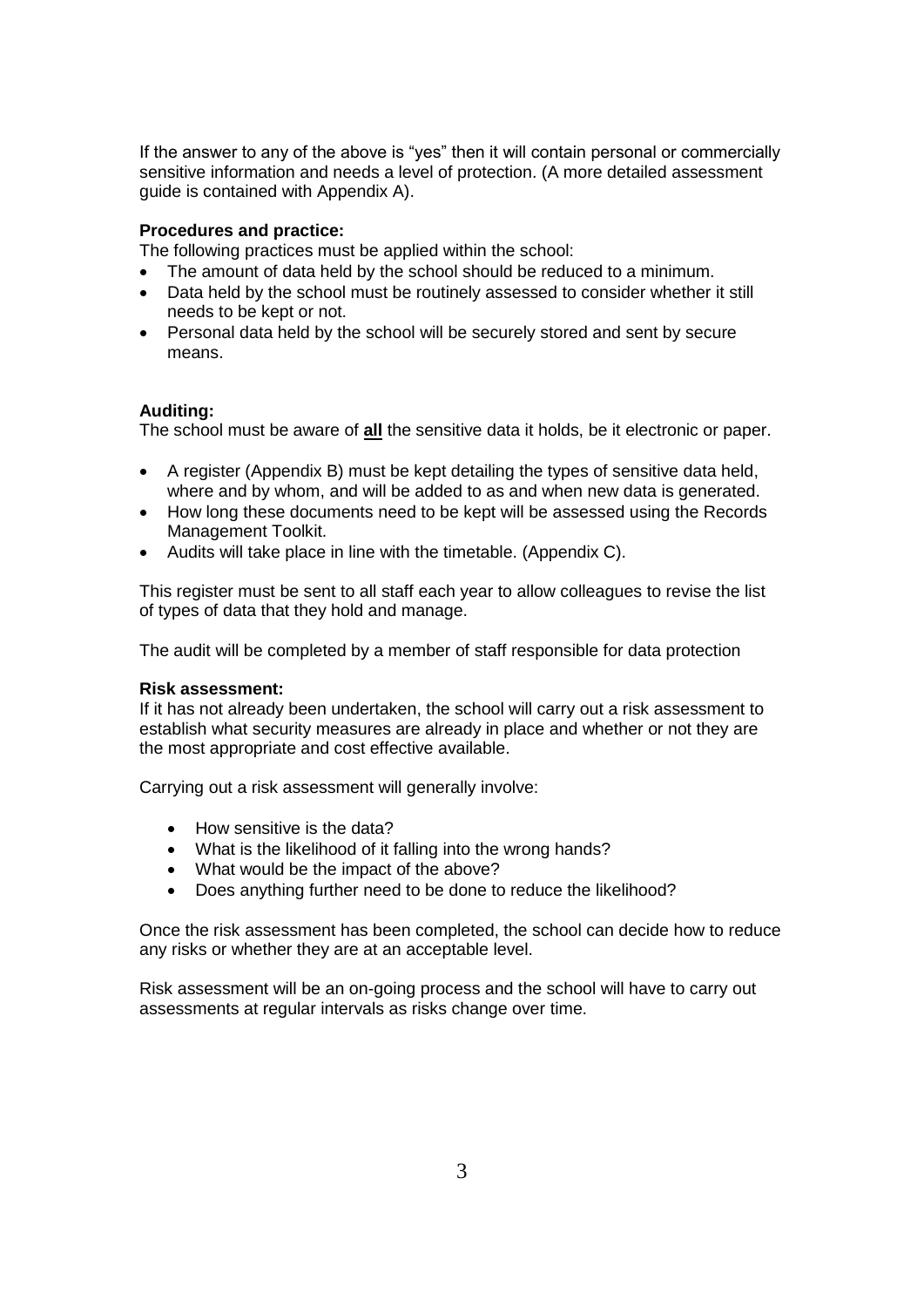If the answer to any of the above is "yes" then it will contain personal or commercially sensitive information and needs a level of protection. (A more detailed assessment guide is contained with Appendix A).

**Procedures and practice:**

The following practices must be applied within the school:

- The amount of data held by the school should be reduced to a minimum.
- Data held by the school must be routinely assessed to consider whether it still needs to be kept or not.
- Personal data held by the school will be securely stored and sent by secure means.

**Auditing:**

The school must be aware of **all** the sensitive data it holds, be it electronic or paper.

- A register (Appendix B) must be kept detailing the types of sensitive data held, where and by whom, and will be added to as and when new data is generated.
- How long these documents need to be kept will be assessed using the Records Management Toolkit.
- Audits will take place in line with the timetable. (Appendix C).

This register must be sent to all staff each year to allow colleagues to revise the list of types of data that they hold and manage.

The audit will be completed by a member of staff responsible for data protection

**Risk assessment:**

If it has not already been undertaken, the school will carry out a risk assessment to establish what security measures are already in place and whether or not they are the most appropriate and cost effective available.

Carrying out a risk assessment will generally involve:

- How sensitive is the data?
- What is the likelihood of it falling into the wrong hands?
- What would be the impact of the above?
- Does anything further need to be done to reduce the likelihood?

Once the risk assessment has been completed, the school can decide how to reduce any risks or whether they are at an acceptable level.

Risk assessment will be an on-going process and the school will have to carry out assessments at regular intervals as risks change over time.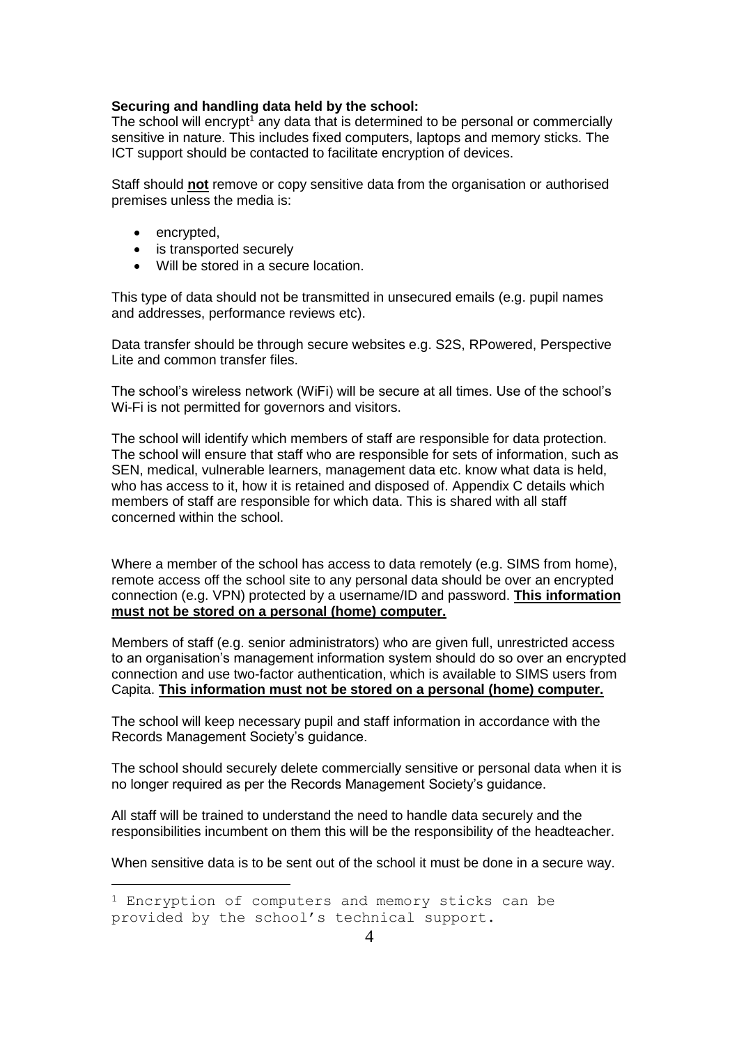**Securing and handling data held by the school:**

The school will encrypt[1] any data that is determined to be personal or commercially sensitive in nature. This includes fixed computers, laptops and memory sticks. The ICT support should be contacted to facilitate encryption of devices.

Staff should **<u>not</u>** remove or copy sensitive data from the organisation or authorised premises unless the media is:

- encrypted,
- is transported securely
- Will be stored in a secure location.

This type of data should not be transmitted in unsecured emails (e.g. pupil names and addresses, performance reviews etc).

Data transfer should be through secure websites e.g. S2S, RPowered, Perspective Lite and common transfer files.

The school's wireless network (WiFi) will be secure at all times. Use of the school's Wi-Fi is not permitted for governors and visitors.

The school will identify which members of staff are responsible for data protection. The school will ensure that staff who are responsible for sets of information, such as SEN, medical, vulnerable learners, management data etc. know what data is held, who has access to it, how it is retained and disposed of. Appendix C details which members of staff are responsible for which data. This is shared with all staff concerned within the school.

Where a member of the school has access to data remotely (e.g. SIMS from home), remote access off the school site to any personal data should be over an encrypted connection (e.g. VPN) protected by a username/ID and password. **<u>This information must not be stored on a personal (home) computer.</u>**

Members of staff (e.g. senior administrators) who are given full, unrestricted access to an organisation's management information system should do so over an encrypted connection and use two-factor authentication, which is available to SIMS users from Capita. **<u>This information must not be stored on a personal (home) computer.</u>**

The school will keep necessary pupil and staff information in accordance with the Records Management Society's guidance.

The school should securely delete commercially sensitive or personal data when it is no longer required as per the Records Management Society's guidance.

All staff will be trained to understand the need to handle data securely and the responsibilities incumbent on them this will be the responsibility of the headteacher.

When sensitive data is to be sent out of the school it must be done in a secure way.

---

[1] Encryption of computers and memory sticks can be provided by the school's technical support.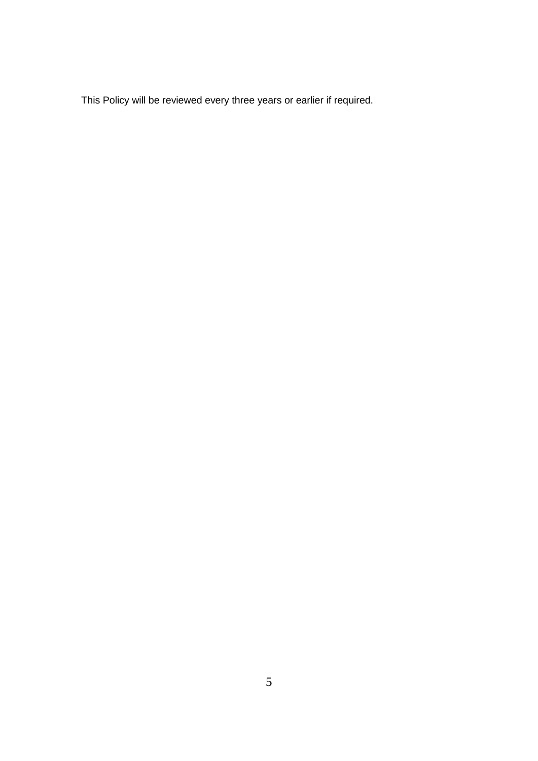This Policy will be reviewed every three years or earlier if required.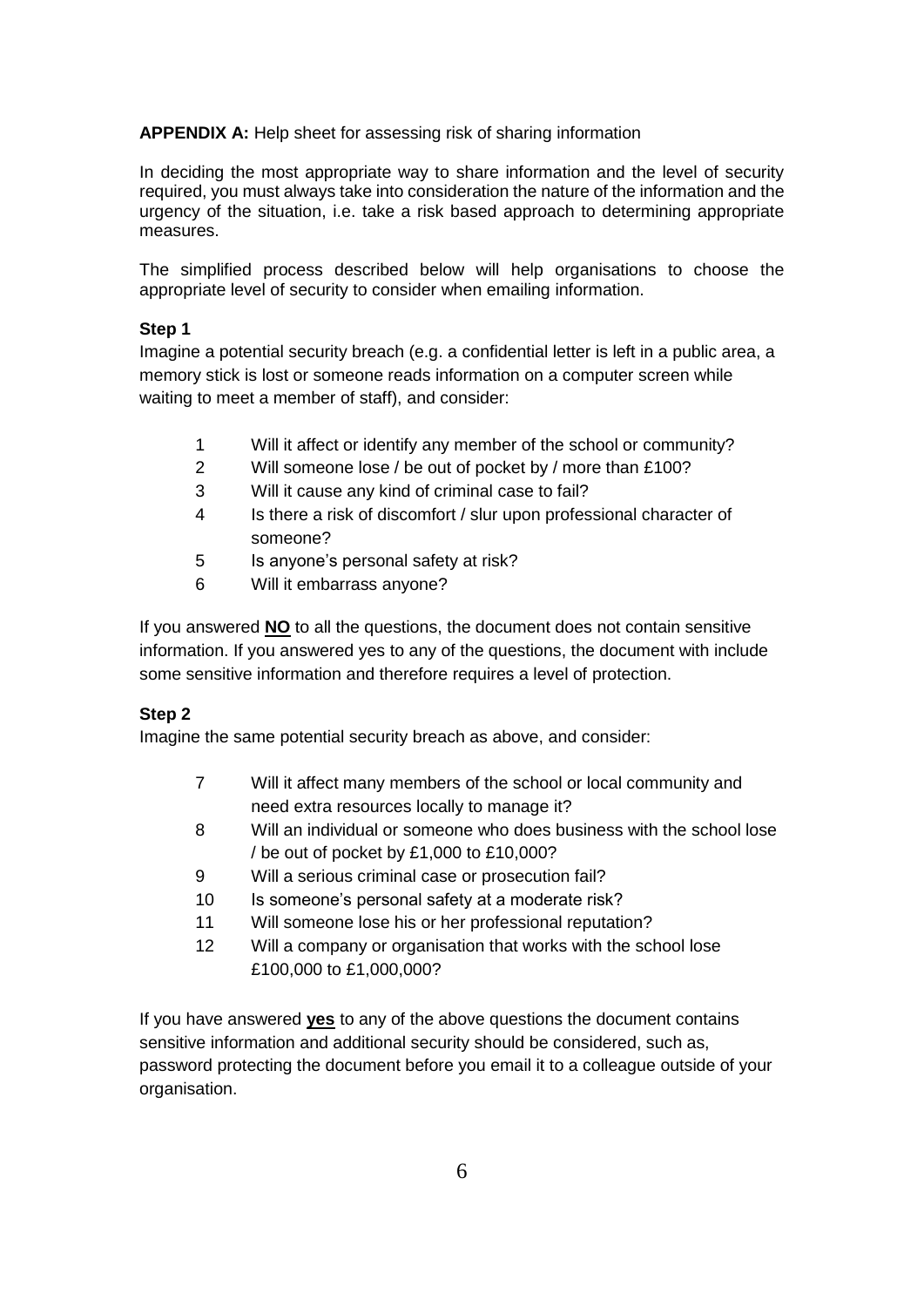**APPENDIX A:** Help sheet for assessing risk of sharing information

In deciding the most appropriate way to share information and the level of security required, you must always take into consideration the nature of the information and the urgency of the situation, i.e. take a risk based approach to determining appropriate measures.

The simplified process described below will help organisations to choose the appropriate level of security to consider when emailing information.

**Step 1**

Imagine a potential security breach (e.g. a confidential letter is left in a public area, a memory stick is lost or someone reads information on a computer screen while waiting to meet a member of staff), and consider:

1. Will it affect or identify any member of the school or community?
2. Will someone lose / be out of pocket by / more than £100?
3. Will it cause any kind of criminal case to fail?
4. Is there a risk of discomfort / slur upon professional character of someone?
5. Is anyone's personal safety at risk?
6. Will it embarrass anyone?

If you answered **NO** to all the questions, the document does not contain sensitive information. If you answered yes to any of the questions, the document with include some sensitive information and therefore requires a level of protection.

**Step 2**

Imagine the same potential security breach as above, and consider:

7. Will it affect many members of the school or local community and need extra resources locally to manage it?
8. Will an individual or someone who does business with the school lose / be out of pocket by £1,000 to £10,000?
9. Will a serious criminal case or prosecution fail?
10. Is someone's personal safety at a moderate risk?
11. Will someone lose his or her professional reputation?
12. Will a company or organisation that works with the school lose £100,000 to £1,000,000?

If you have answered **yes** to any of the above questions the document contains sensitive information and additional security should be considered, such as, password protecting the document before you email it to a colleague outside of your organisation.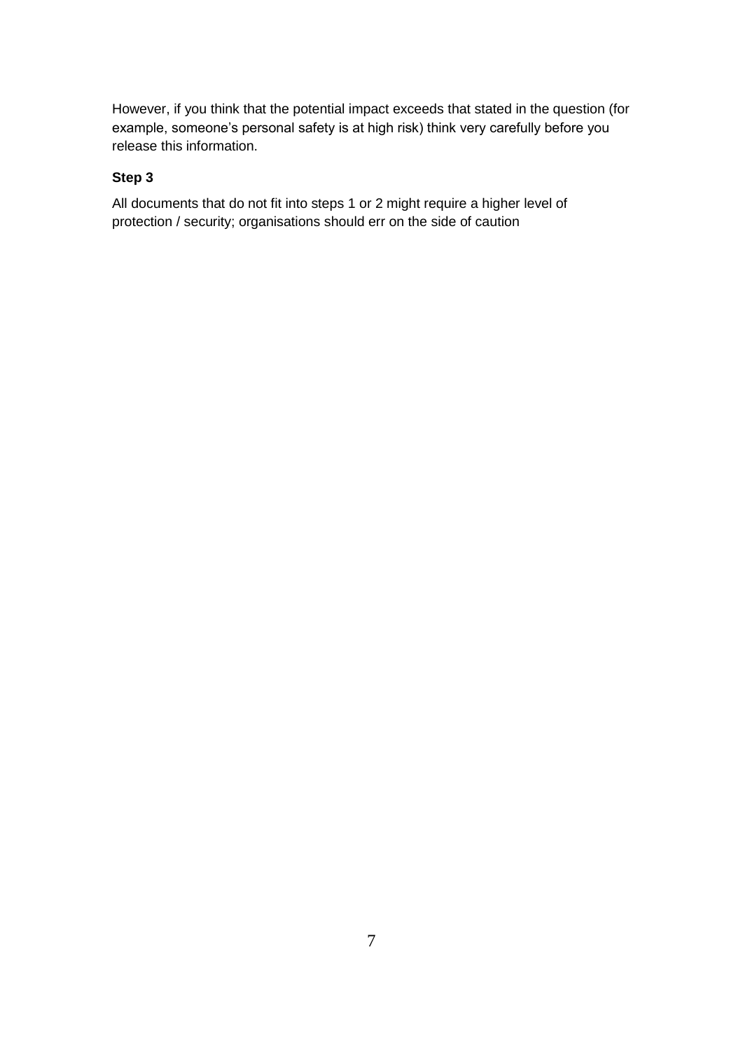However, if you think that the potential impact exceeds that stated in the question (for example, someone's personal safety is at high risk) think very carefully before you release this information.

**Step 3**

All documents that do not fit into steps 1 or 2 might require a higher level of protection / security; organisations should err on the side of caution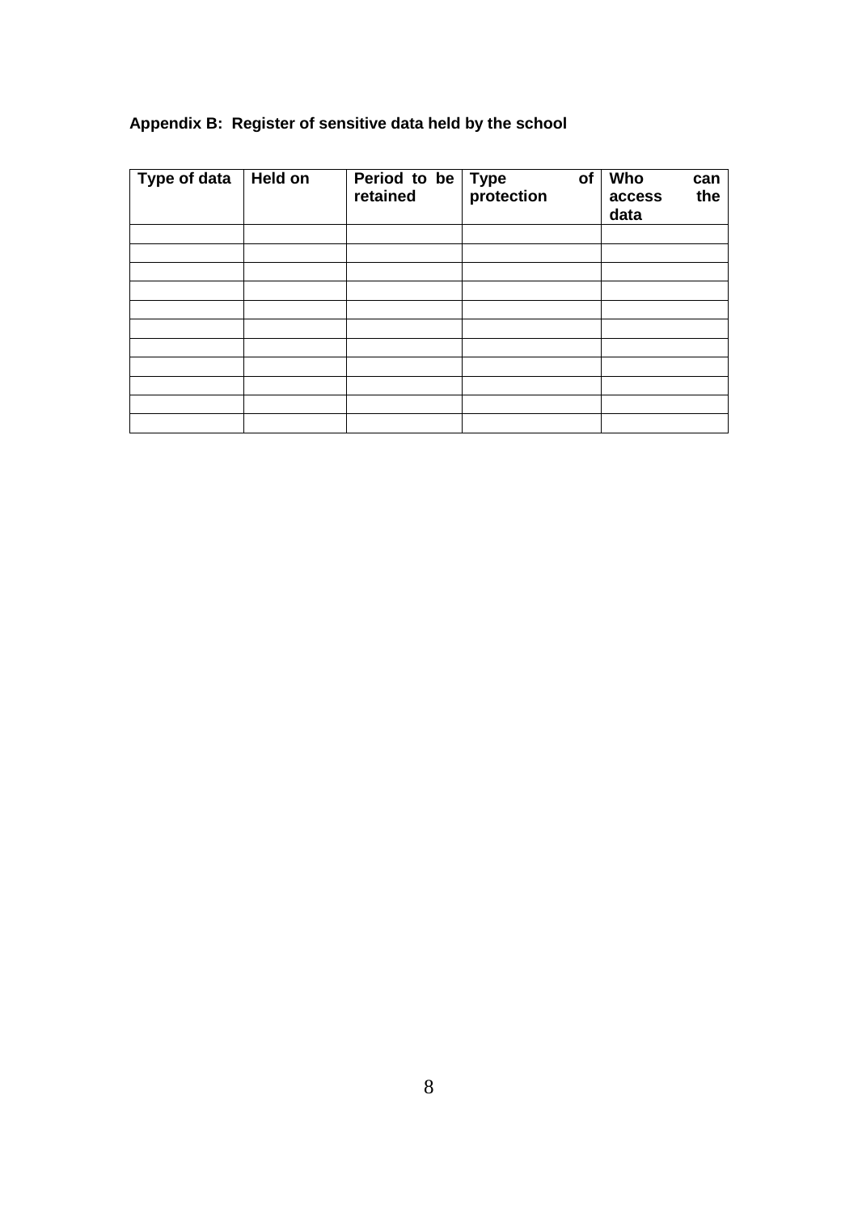**Appendix B: Register of sensitive data held by the school**

| Type of data | Held on | Period to be retained | Type of protection | Who can access the data |
|---|---|---|---|---|
| | | | | |
| | | | | |
| | | | | |
| | | | | |
| | | | | |
| | | | | |
| | | | | |
| | | | | |
| | | | | |
| | | | | |
| | | | | |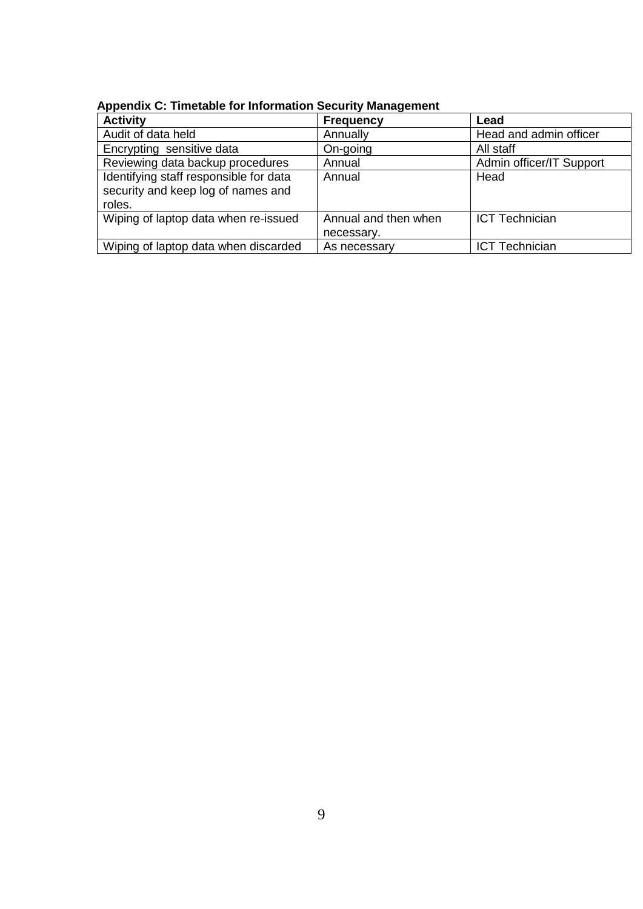**Appendix C: Timetable for Information Security Management**

| Activity | Frequency | Lead |
|---|---|---|
| Audit of data held | Annually | Head and admin officer |
| Encrypting sensitive data | On-going | All staff |
| Reviewing data backup procedures | Annual | Admin officer/IT Support |
| Identifying staff responsible for data security and keep log of names and roles. | Annual | Head |
| Wiping of laptop data when re-issued | Annual and then when necessary. | ICT Technician |
| Wiping of laptop data when discarded | As necessary | ICT Technician |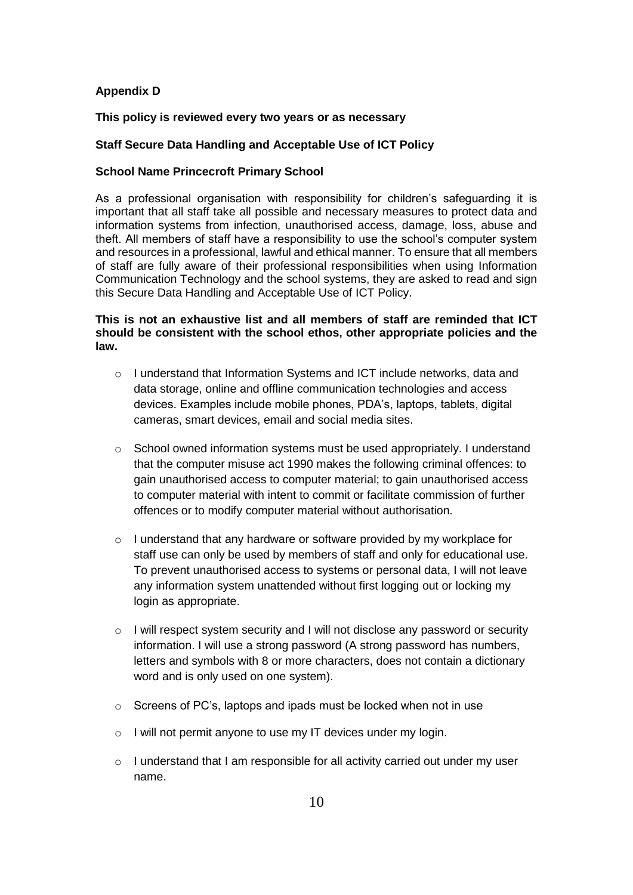**Appendix D**

**This policy is reviewed every two years or as necessary**

**Staff Secure Data Handling and Acceptable Use of ICT Policy**

**School Name Princecroft Primary School**

As a professional organisation with responsibility for children's safeguarding it is important that all staff take all possible and necessary measures to protect data and information systems from infection, unauthorised access, damage, loss, abuse and theft. All members of staff have a responsibility to use the school's computer system and resources in a professional, lawful and ethical manner. To ensure that all members of staff are fully aware of their professional responsibilities when using Information Communication Technology and the school systems, they are asked to read and sign this Secure Data Handling and Acceptable Use of ICT Policy.

**This is not an exhaustive list and all members of staff are reminded that ICT should be consistent with the school ethos, other appropriate policies and the law.**

- I understand that Information Systems and ICT include networks, data and data storage, online and offline communication technologies and access devices. Examples include mobile phones, PDA's, laptops, tablets, digital cameras, smart devices, email and social media sites.
- School owned information systems must be used appropriately. I understand that the computer misuse act 1990 makes the following criminal offences: to gain unauthorised access to computer material; to gain unauthorised access to computer material with intent to commit or facilitate commission of further offences or to modify computer material without authorisation.
- I understand that any hardware or software provided by my workplace for staff use can only be used by members of staff and only for educational use. To prevent unauthorised access to systems or personal data, I will not leave any information system unattended without first logging out or locking my login as appropriate.
- I will respect system security and I will not disclose any password or security information. I will use a strong password (A strong password has numbers, letters and symbols with 8 or more characters, does not contain a dictionary word and is only used on one system).
- Screens of PC's, laptops and ipads must be locked when not in use
- I will not permit anyone to use my IT devices under my login.
- I understand that I am responsible for all activity carried out under my user name.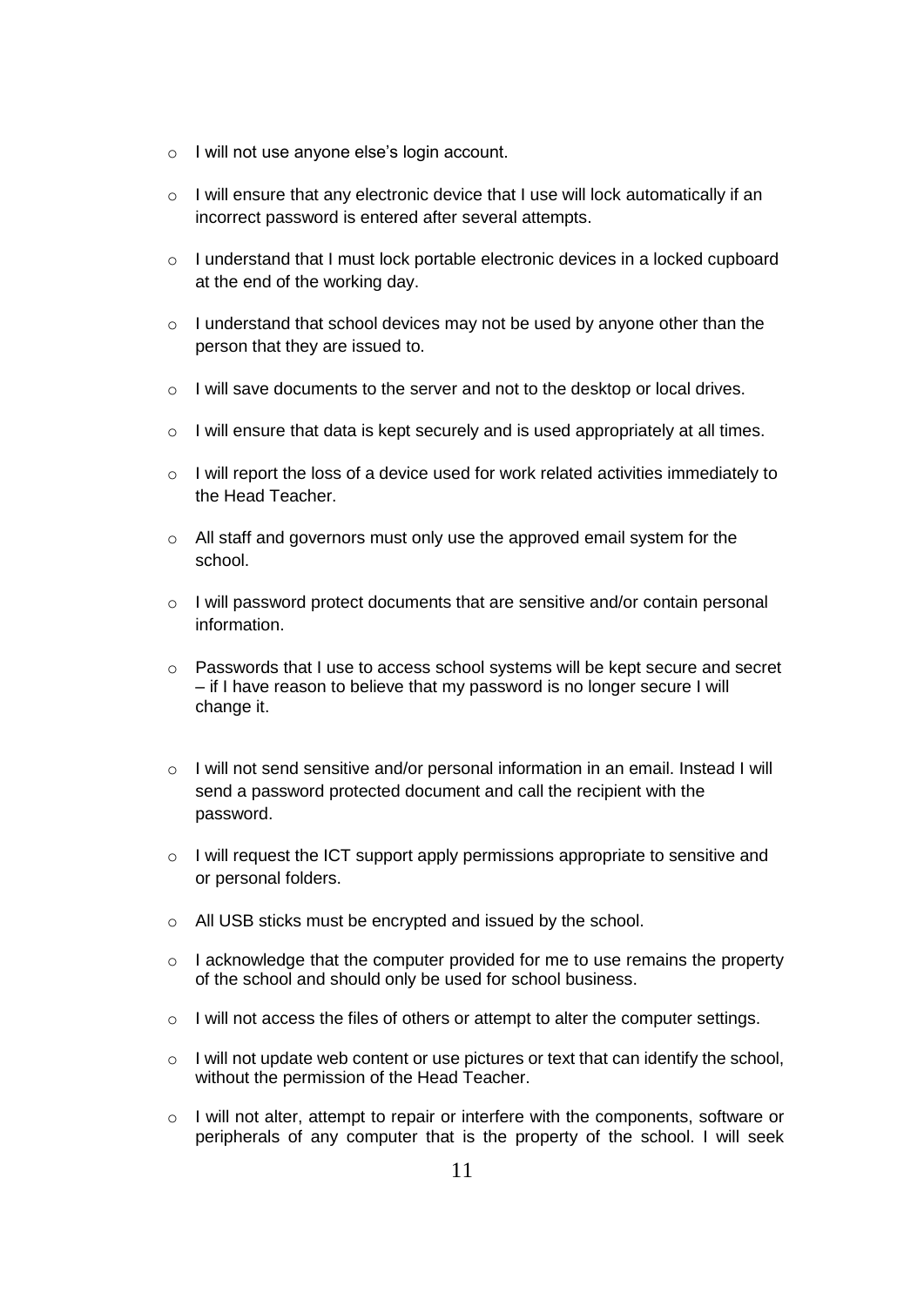- I will not use anyone else's login account.
- I will ensure that any electronic device that I use will lock automatically if an incorrect password is entered after several attempts.
- I understand that I must lock portable electronic devices in a locked cupboard at the end of the working day.
- I understand that school devices may not be used by anyone other than the person that they are issued to.
- I will save documents to the server and not to the desktop or local drives.
- I will ensure that data is kept securely and is used appropriately at all times.
- I will report the loss of a device used for work related activities immediately to the Head Teacher.
- All staff and governors must only use the approved email system for the school.
- I will password protect documents that are sensitive and/or contain personal information.
- Passwords that I use to access school systems will be kept secure and secret – if I have reason to believe that my password is no longer secure I will change it.
- I will not send sensitive and/or personal information in an email. Instead I will send a password protected document and call the recipient with the password.
- I will request the ICT support apply permissions appropriate to sensitive and or personal folders.
- All USB sticks must be encrypted and issued by the school.
- I acknowledge that the computer provided for me to use remains the property of the school and should only be used for school business.
- I will not access the files of others or attempt to alter the computer settings.
- I will not update web content or use pictures or text that can identify the school, without the permission of the Head Teacher.
- I will not alter, attempt to repair or interfere with the components, software or peripherals of any computer that is the property of the school. I will seek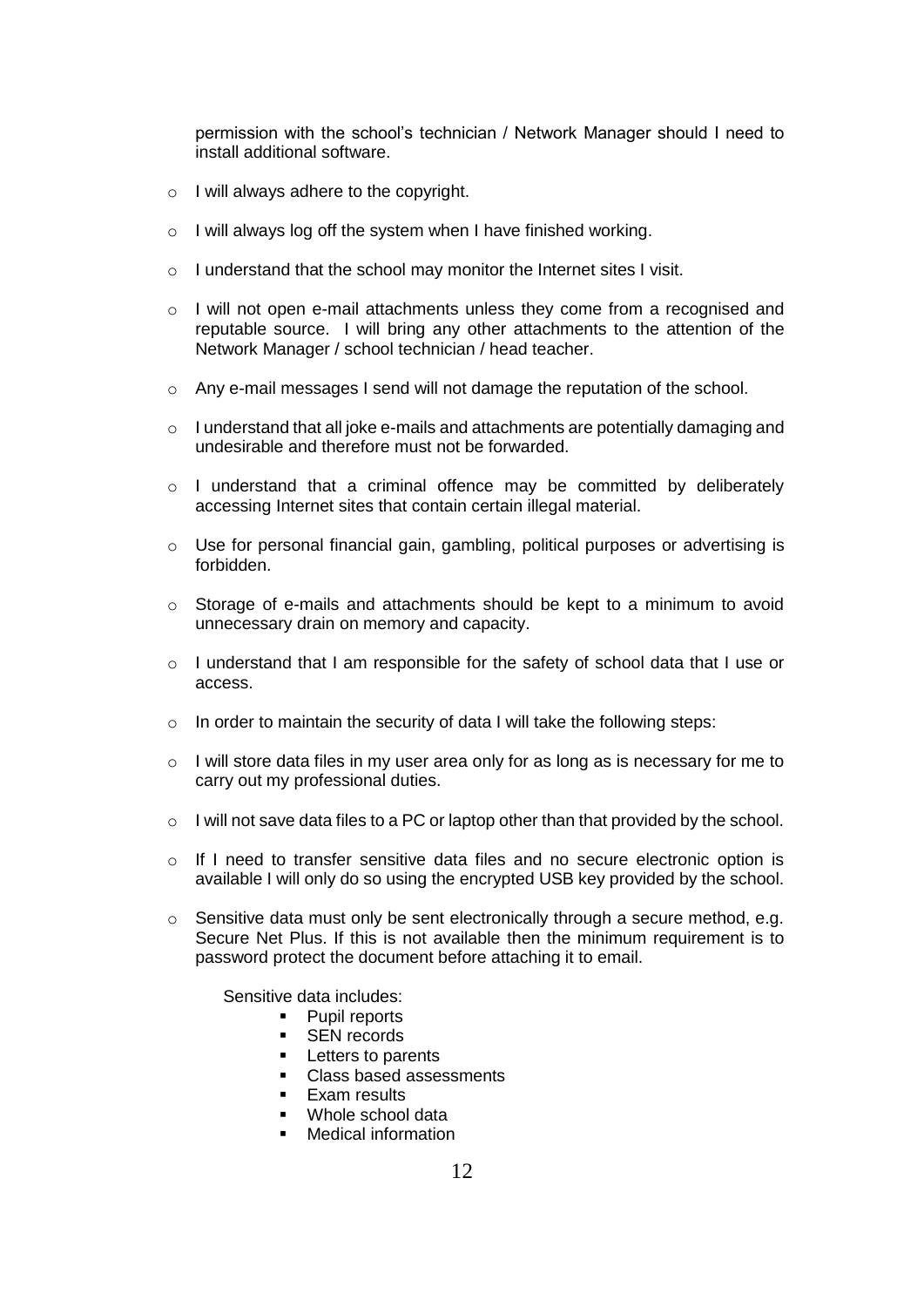permission with the school's technician / Network Manager should I need to install additional software.

- I will always adhere to the copyright.
- I will always log off the system when I have finished working.
- I understand that the school may monitor the Internet sites I visit.
- I will not open e-mail attachments unless they come from a recognised and reputable source. I will bring any other attachments to the attention of the Network Manager / school technician / head teacher.
- Any e-mail messages I send will not damage the reputation of the school.
- I understand that all joke e-mails and attachments are potentially damaging and undesirable and therefore must not be forwarded.
- I understand that a criminal offence may be committed by deliberately accessing Internet sites that contain certain illegal material.
- Use for personal financial gain, gambling, political purposes or advertising is forbidden.
- Storage of e-mails and attachments should be kept to a minimum to avoid unnecessary drain on memory and capacity.
- I understand that I am responsible for the safety of school data that I use or access.
- In order to maintain the security of data I will take the following steps:
- I will store data files in my user area only for as long as is necessary for me to carry out my professional duties.
- I will not save data files to a PC or laptop other than that provided by the school.
- If I need to transfer sensitive data files and no secure electronic option is available I will only do so using the encrypted USB key provided by the school.
- Sensitive data must only be sent electronically through a secure method, e.g. Secure Net Plus. If this is not available then the minimum requirement is to password protect the document before attaching it to email.

  Sensitive data includes:
    - Pupil reports
    - SEN records
    - Letters to parents
    - Class based assessments
    - Exam results
    - Whole school data
    - Medical information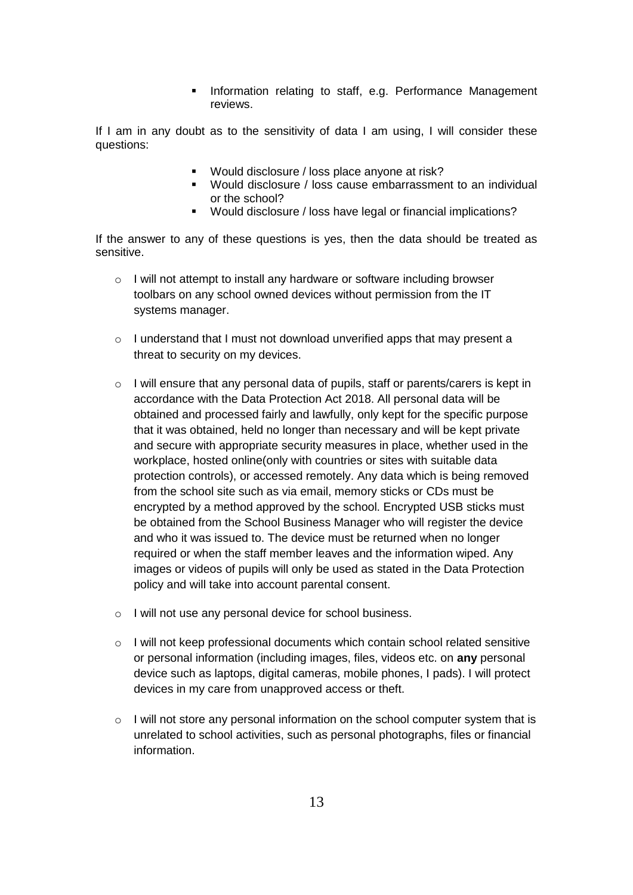- Information relating to staff, e.g. Performance Management reviews.

If I am in any doubt as to the sensitivity of data I am using, I will consider these questions:

- Would disclosure / loss place anyone at risk?
- Would disclosure / loss cause embarrassment to an individual or the school?
- Would disclosure / loss have legal or financial implications?

If the answer to any of these questions is yes, then the data should be treated as sensitive.

- I will not attempt to install any hardware or software including browser toolbars on any school owned devices without permission from the IT systems manager.

- I understand that I must not download unverified apps that may present a threat to security on my devices.

- I will ensure that any personal data of pupils, staff or parents/carers is kept in accordance with the Data Protection Act 2018. All personal data will be obtained and processed fairly and lawfully, only kept for the specific purpose that it was obtained, held no longer than necessary and will be kept private and secure with appropriate security measures in place, whether used in the workplace, hosted online(only with countries or sites with suitable data protection controls), or accessed remotely. Any data which is being removed from the school site such as via email, memory sticks or CDs must be encrypted by a method approved by the school. Encrypted USB sticks must be obtained from the School Business Manager who will register the device and who it was issued to. The device must be returned when no longer required or when the staff member leaves and the information wiped. Any images or videos of pupils will only be used as stated in the Data Protection policy and will take into account parental consent.

- I will not use any personal device for school business.

- I will not keep professional documents which contain school related sensitive or personal information (including images, files, videos etc. on **any** personal device such as laptops, digital cameras, mobile phones, I pads). I will protect devices in my care from unapproved access or theft.

- I will not store any personal information on the school computer system that is unrelated to school activities, such as personal photographs, files or financial information.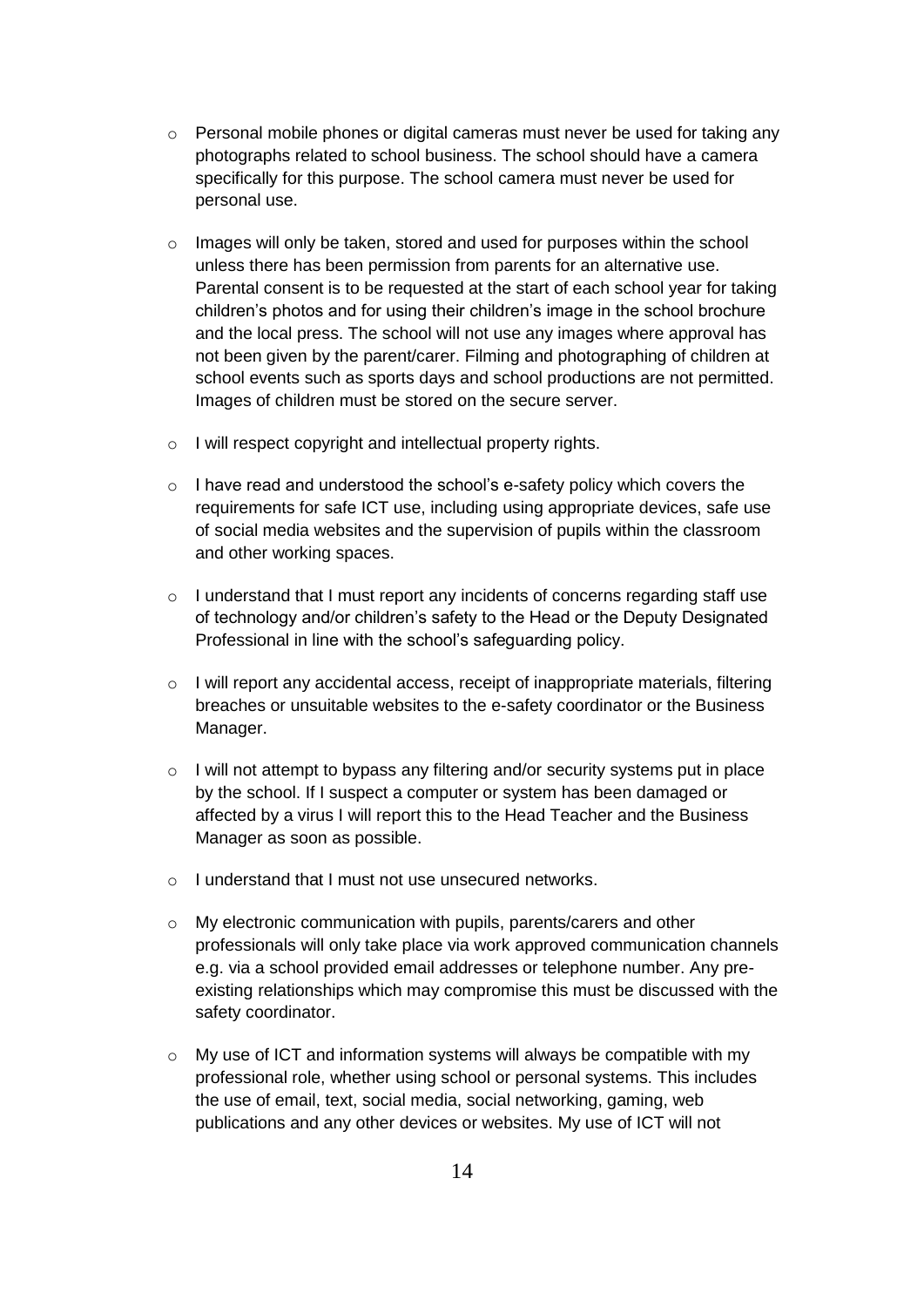- Personal mobile phones or digital cameras must never be used for taking any photographs related to school business. The school should have a camera specifically for this purpose. The school camera must never be used for personal use.

- Images will only be taken, stored and used for purposes within the school unless there has been permission from parents for an alternative use. Parental consent is to be requested at the start of each school year for taking children's photos and for using their children's image in the school brochure and the local press. The school will not use any images where approval has not been given by the parent/carer. Filming and photographing of children at school events such as sports days and school productions are not permitted. Images of children must be stored on the secure server.

- I will respect copyright and intellectual property rights.

- I have read and understood the school's e-safety policy which covers the requirements for safe ICT use, including using appropriate devices, safe use of social media websites and the supervision of pupils within the classroom and other working spaces.

- I understand that I must report any incidents of concerns regarding staff use of technology and/or children's safety to the Head or the Deputy Designated Professional in line with the school's safeguarding policy.

- I will report any accidental access, receipt of inappropriate materials, filtering breaches or unsuitable websites to the e-safety coordinator or the Business Manager.

- I will not attempt to bypass any filtering and/or security systems put in place by the school. If I suspect a computer or system has been damaged or affected by a virus I will report this to the Head Teacher and the Business Manager as soon as possible.

- I understand that I must not use unsecured networks.

- My electronic communication with pupils, parents/carers and other professionals will only take place via work approved communication channels e.g. via a school provided email addresses or telephone number. Any pre-existing relationships which may compromise this must be discussed with the safety coordinator.

- My use of ICT and information systems will always be compatible with my professional role, whether using school or personal systems. This includes the use of email, text, social media, social networking, gaming, web publications and any other devices or websites. My use of ICT will not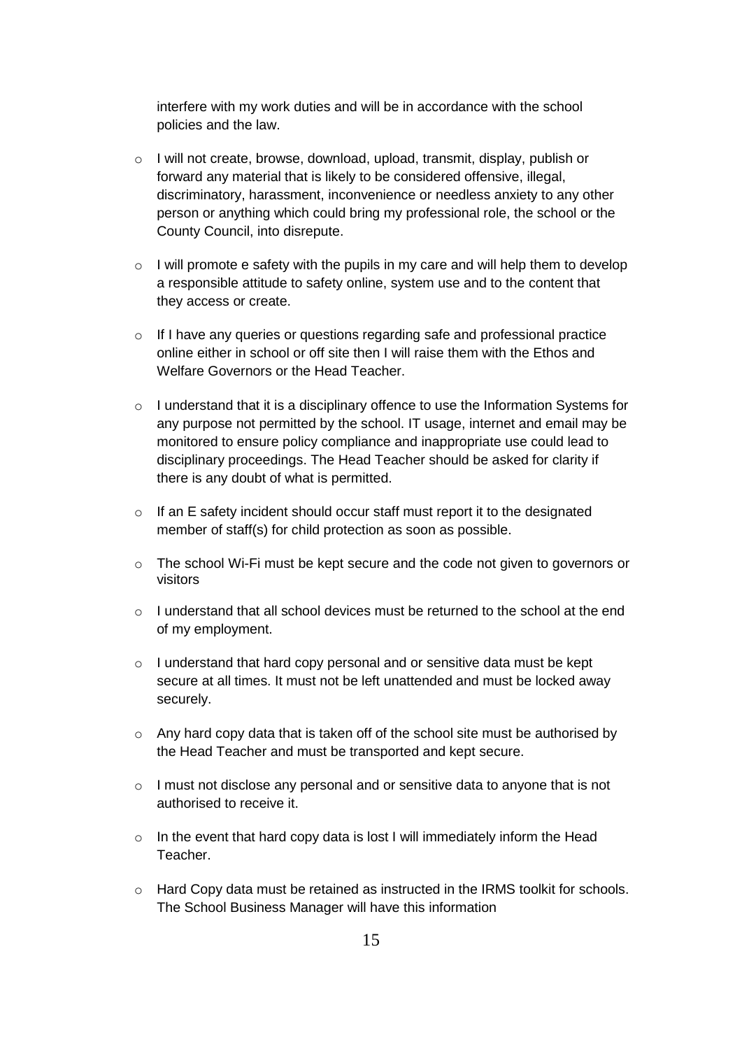interfere with my work duties and will be in accordance with the school policies and the law.

- I will not create, browse, download, upload, transmit, display, publish or forward any material that is likely to be considered offensive, illegal, discriminatory, harassment, inconvenience or needless anxiety to any other person or anything which could bring my professional role, the school or the County Council, into disrepute.

- I will promote e safety with the pupils in my care and will help them to develop a responsible attitude to safety online, system use and to the content that they access or create.

- If I have any queries or questions regarding safe and professional practice online either in school or off site then I will raise them with the Ethos and Welfare Governors or the Head Teacher.

- I understand that it is a disciplinary offence to use the Information Systems for any purpose not permitted by the school. IT usage, internet and email may be monitored to ensure policy compliance and inappropriate use could lead to disciplinary proceedings. The Head Teacher should be asked for clarity if there is any doubt of what is permitted.

- If an E safety incident should occur staff must report it to the designated member of staff(s) for child protection as soon as possible.

- The school Wi-Fi must be kept secure and the code not given to governors or visitors

- I understand that all school devices must be returned to the school at the end of my employment.

- I understand that hard copy personal and or sensitive data must be kept secure at all times. It must not be left unattended and must be locked away securely.

- Any hard copy data that is taken off of the school site must be authorised by the Head Teacher and must be transported and kept secure.

- I must not disclose any personal and or sensitive data to anyone that is not authorised to receive it.

- In the event that hard copy data is lost I will immediately inform the Head Teacher.

- Hard Copy data must be retained as instructed in the IRMS toolkit for schools. The School Business Manager will have this information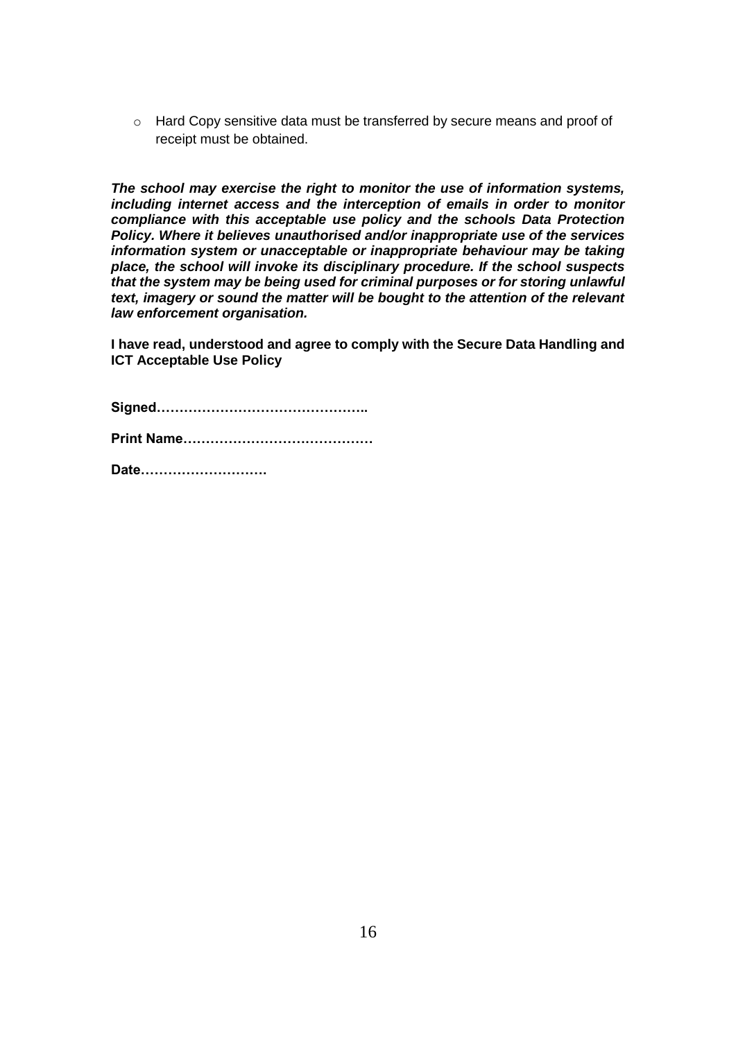- Hard Copy sensitive data must be transferred by secure means and proof of receipt must be obtained.

***The school may exercise the right to monitor the use of information systems, including internet access and the interception of emails in order to monitor compliance with this acceptable use policy and the schools Data Protection Policy. Where it believes unauthorised and/or inappropriate use of the services information system or unacceptable or inappropriate behaviour may be taking place, the school will invoke its disciplinary procedure. If the school suspects that the system may be being used for criminal purposes or for storing unlawful text, imagery or sound the matter will be bought to the attention of the relevant law enforcement organisation.***

**I have read, understood and agree to comply with the Secure Data Handling and ICT Acceptable Use Policy**

**Signed……………………………………..**

**Print Name……………………………………**

**Date………………………**